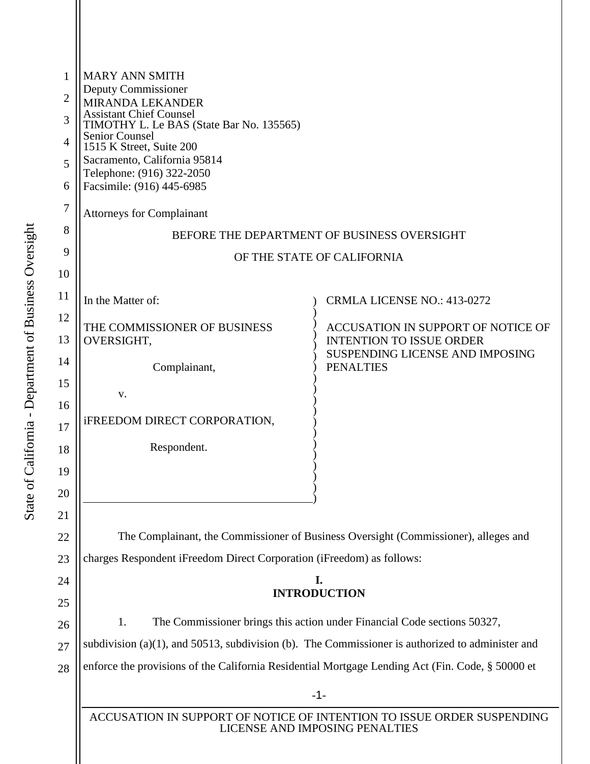MARY ANN SMITH
Deputy Commissioner
MIRANDA LEKANDER
Assistant Chief Counsel
TIMOTHY L. Le BAS (State Bar No. 135565)
Senior Counsel
1515 K Street, Suite 200
Sacramento, California 95814
Telephone: (916) 322-2050
Facsimile: (916) 445-6985

Attorneys for Complainant

BEFORE THE DEPARTMENT OF BUSINESS OVERSIGHT

OF THE STATE OF CALIFORNIA

| | |
|---|---|
| In the Matter of:<br><br>THE COMMISSIONER OF BUSINESS OVERSIGHT,<br><br>Complainant,<br><br>v.<br><br>iFREEDOM DIRECT CORPORATION,<br><br>Respondent. | CRMLA LICENSE NO.: 413-0272<br><br>ACCUSATION IN SUPPORT OF NOTICE OF INTENTION TO ISSUE ORDER SUSPENDING LICENSE AND IMPOSING PENALTIES |

The Complainant, the Commissioner of Business Oversight (Commissioner), alleges and charges Respondent iFreedom Direct Corporation (iFreedom) as follows:

## I.
## INTRODUCTION

1. The Commissioner brings this action under Financial Code sections 50327, subdivision (a)(1), and 50513, subdivision (b). The Commissioner is authorized to administer and enforce the provisions of the California Residential Mortgage Lending Act (Fin. Code, § 50000 et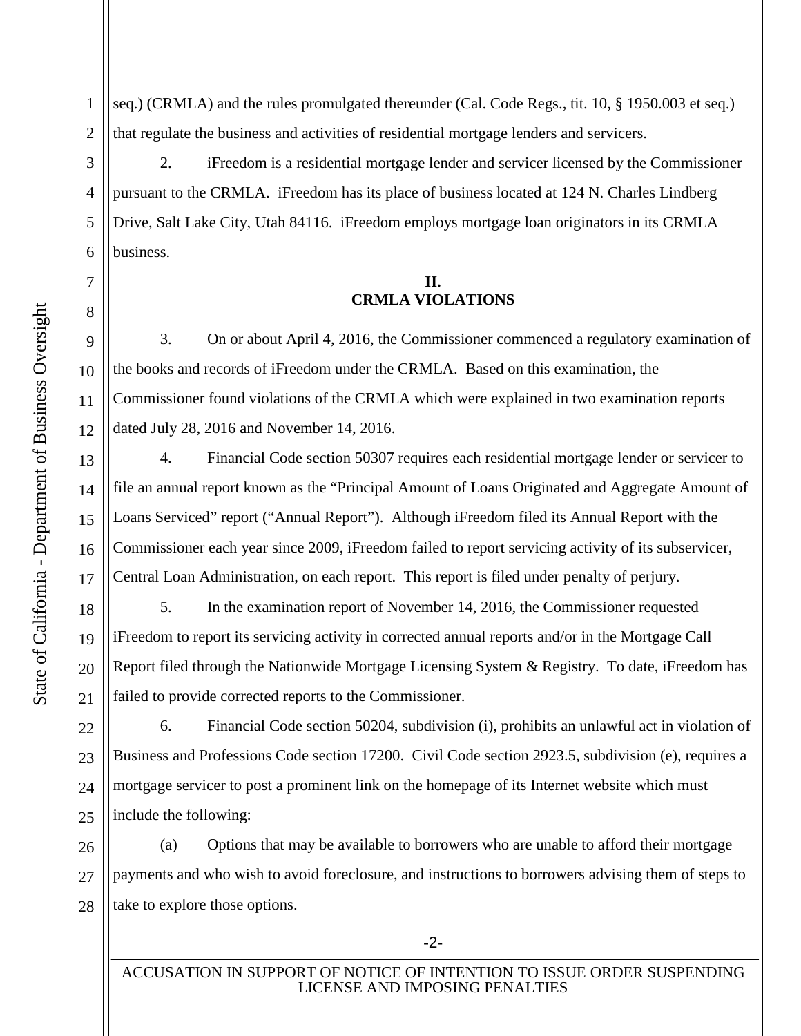seq.) (CRMLA) and the rules promulgated thereunder (Cal. Code Regs., tit. 10, § 1950.003 et seq.) that regulate the business and activities of residential mortgage lenders and servicers.

2. iFreedom is a residential mortgage lender and servicer licensed by the Commissioner pursuant to the CRMLA. iFreedom has its place of business located at 124 N. Charles Lindberg Drive, Salt Lake City, Utah 84116. iFreedom employs mortgage loan originators in its CRMLA business.

## II.
## CRMLA VIOLATIONS

3. On or about April 4, 2016, the Commissioner commenced a regulatory examination of the books and records of iFreedom under the CRMLA. Based on this examination, the Commissioner found violations of the CRMLA which were explained in two examination reports dated July 28, 2016 and November 14, 2016.

4. Financial Code section 50307 requires each residential mortgage lender or servicer to file an annual report known as the "Principal Amount of Loans Originated and Aggregate Amount of Loans Serviced" report ("Annual Report"). Although iFreedom filed its Annual Report with the Commissioner each year since 2009, iFreedom failed to report servicing activity of its subservicer, Central Loan Administration, on each report. This report is filed under penalty of perjury.

5. In the examination report of November 14, 2016, the Commissioner requested iFreedom to report its servicing activity in corrected annual reports and/or in the Mortgage Call Report filed through the Nationwide Mortgage Licensing System & Registry. To date, iFreedom has failed to provide corrected reports to the Commissioner.

6. Financial Code section 50204, subdivision (i), prohibits an unlawful act in violation of Business and Professions Code section 17200. Civil Code section 2923.5, subdivision (e), requires a mortgage servicer to post a prominent link on the homepage of its Internet website which must include the following:

(a) Options that may be available to borrowers who are unable to afford their mortgage payments and who wish to avoid foreclosure, and instructions to borrowers advising them of steps to take to explore those options.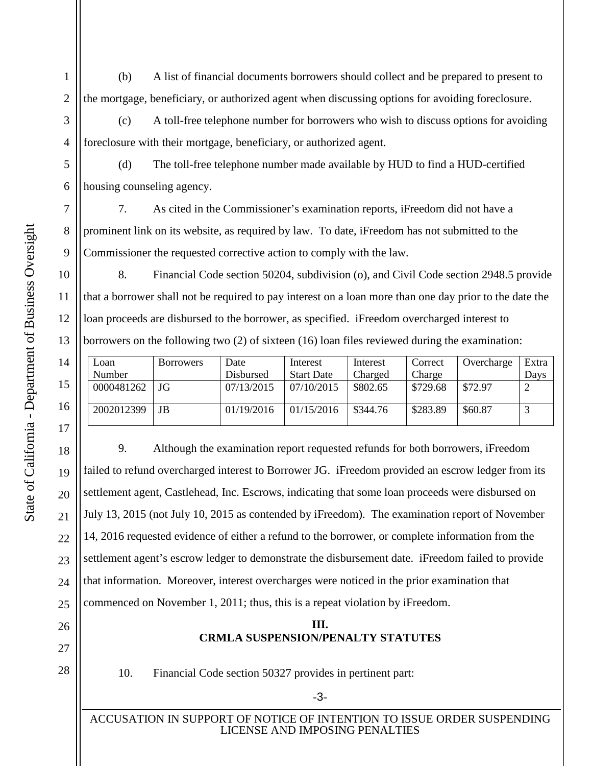(b) A list of financial documents borrowers should collect and be prepared to present to the mortgage, beneficiary, or authorized agent when discussing options for avoiding foreclosure.

(c) A toll-free telephone number for borrowers who wish to discuss options for avoiding foreclosure with their mortgage, beneficiary, or authorized agent.

(d) The toll-free telephone number made available by HUD to find a HUD-certified housing counseling agency.

7. As cited in the Commissioner's examination reports, iFreedom did not have a prominent link on its website, as required by law. To date, iFreedom has not submitted to the Commissioner the requested corrective action to comply with the law.

8. Financial Code section 50204, subdivision (o), and Civil Code section 2948.5 provide that a borrower shall not be required to pay interest on a loan more than one day prior to the date the loan proceeds are disbursed to the borrower, as specified. iFreedom overcharged interest to borrowers on the following two (2) of sixteen (16) loan files reviewed during the examination:

| Loan Number | Borrowers | Date Disbursed | Interest Start Date | Interest Charged | Correct Charge | Overcharge | Extra Days |
|---|---|---|---|---|---|---|---|
| 0000481262 | JG | 07/13/2015 | 07/10/2015 | $802.65 | $729.68 | $72.97 | 2 |
| 2002012399 | JB | 01/19/2016 | 01/15/2016 | $344.76 | $283.89 | $60.87 | 3 |

9. Although the examination report requested refunds for both borrowers, iFreedom failed to refund overcharged interest to Borrower JG. iFreedom provided an escrow ledger from its settlement agent, Castlehead, Inc. Escrows, indicating that some loan proceeds were disbursed on July 13, 2015 (not July 10, 2015 as contended by iFreedom). The examination report of November 14, 2016 requested evidence of either a refund to the borrower, or complete information from the settlement agent's escrow ledger to demonstrate the disbursement date. iFreedom failed to provide that information. Moreover, interest overcharges were noticed in the prior examination that commenced on November 1, 2011; thus, this is a repeat violation by iFreedom.

## III.
## CRMLA SUSPENSION/PENALTY STATUTES

10. Financial Code section 50327 provides in pertinent part: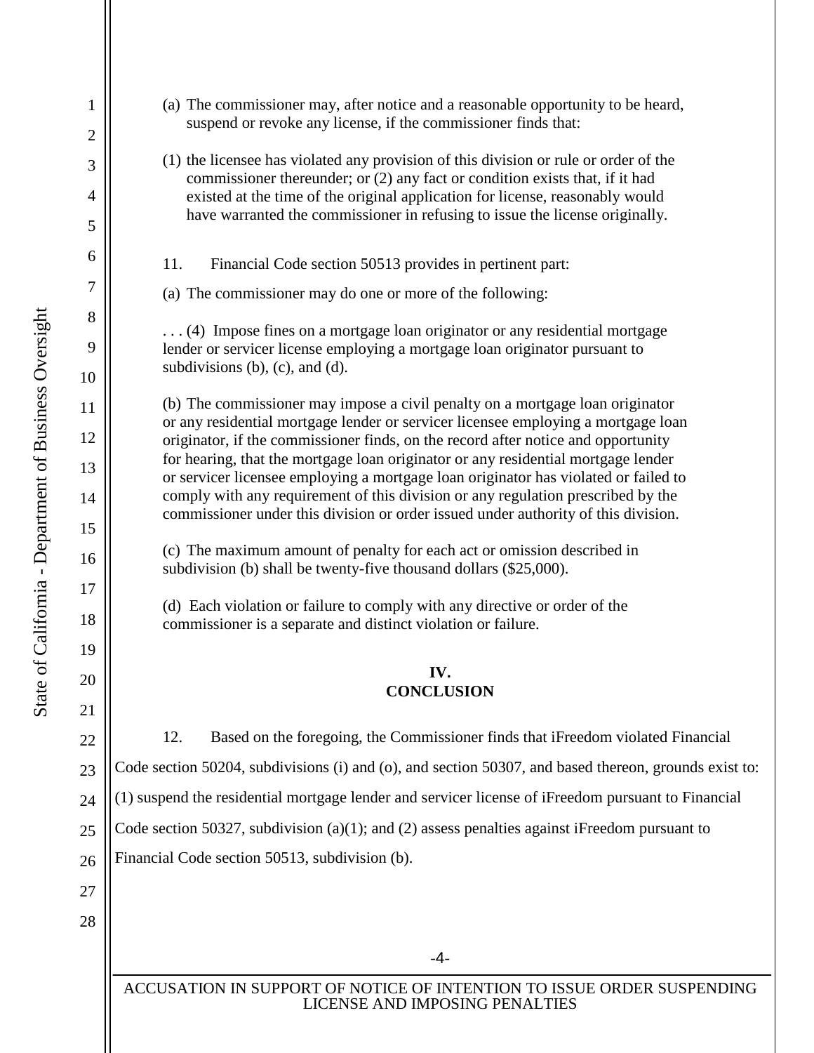(a) The commissioner may, after notice and a reasonable opportunity to be heard, suspend or revoke any license, if the commissioner finds that:

(1) the licensee has violated any provision of this division or rule or order of the commissioner thereunder; or (2) any fact or condition exists that, if it had existed at the time of the original application for license, reasonably would have warranted the commissioner in refusing to issue the license originally.

11. Financial Code section 50513 provides in pertinent part:

(a) The commissioner may do one or more of the following:

. . . (4) Impose fines on a mortgage loan originator or any residential mortgage lender or servicer license employing a mortgage loan originator pursuant to subdivisions (b), (c), and (d).

(b) The commissioner may impose a civil penalty on a mortgage loan originator or any residential mortgage lender or servicer licensee employing a mortgage loan originator, if the commissioner finds, on the record after notice and opportunity for hearing, that the mortgage loan originator or any residential mortgage lender or servicer licensee employing a mortgage loan originator has violated or failed to comply with any requirement of this division or any regulation prescribed by the commissioner under this division or order issued under authority of this division.

(c) The maximum amount of penalty for each act or omission described in subdivision (b) shall be twenty-five thousand dollars ($25,000).

(d) Each violation or failure to comply with any directive or order of the commissioner is a separate and distinct violation or failure.

## IV. CONCLUSION

12. Based on the foregoing, the Commissioner finds that iFreedom violated Financial Code section 50204, subdivisions (i) and (o), and section 50307, and based thereon, grounds exist to: (1) suspend the residential mortgage lender and servicer license of iFreedom pursuant to Financial Code section 50327, subdivision (a)(1); and (2) assess penalties against iFreedom pursuant to Financial Code section 50513, subdivision (b).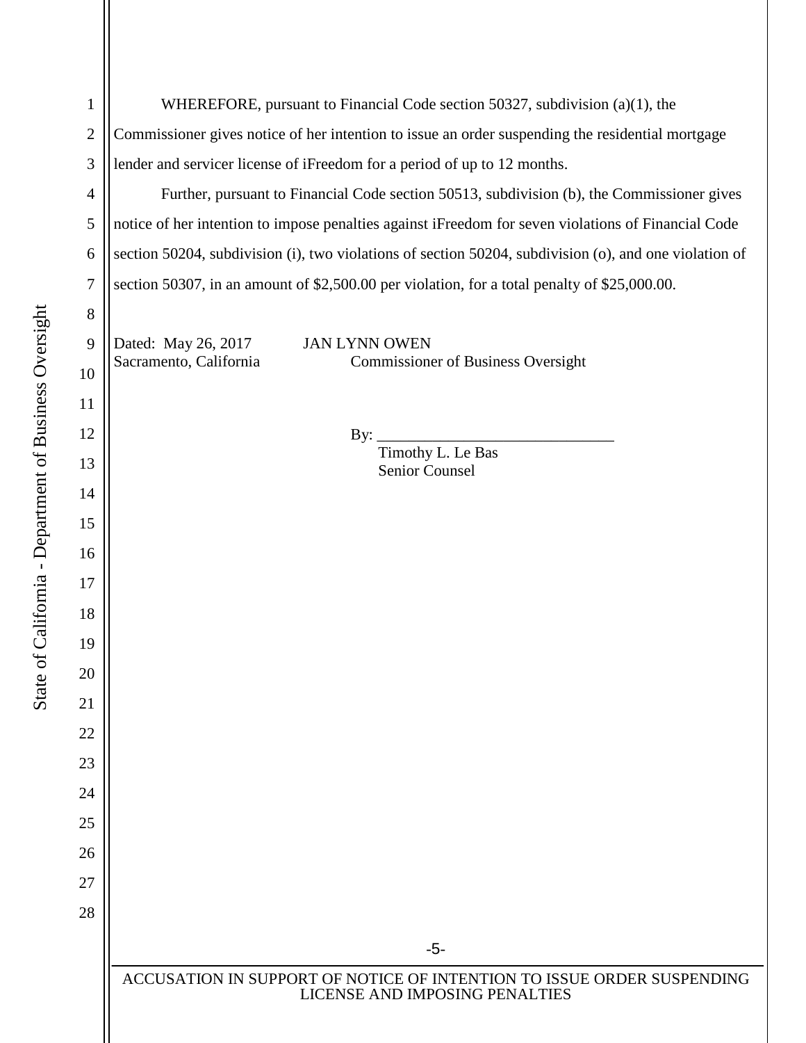WHEREFORE, pursuant to Financial Code section 50327, subdivision (a)(1), the Commissioner gives notice of her intention to issue an order suspending the residential mortgage lender and servicer license of iFreedom for a period of up to 12 months.

Further, pursuant to Financial Code section 50513, subdivision (b), the Commissioner gives notice of her intention to impose penalties against iFreedom for seven violations of Financial Code section 50204, subdivision (i), two violations of section 50204, subdivision (o), and one violation of section 50307, in an amount of $2,500.00 per violation, for a total penalty of $25,000.00.

Dated: May 26, 2017
Sacramento, California

JAN LYNN OWEN
Commissioner of Business Oversight

By: ______________________________
Timothy L. Le Bas
Senior Counsel